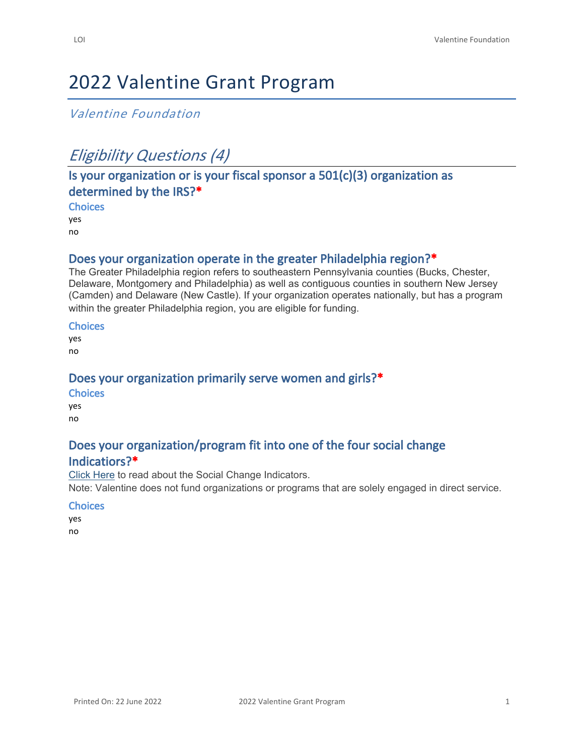# 2022 Valentine Grant Program

*Valentine Foundation*

## *Eligibility Questions (4)*

### Is your organization or is your fiscal sponsor a 501(c)(3) organization as determined by the IRS?*

**Choices**

yes
no

### Does your organization operate in the greater Philadelphia region?*

The Greater Philadelphia region refers to southeastern Pennsylvania counties (Bucks, Chester, Delaware, Montgomery and Philadelphia) as well as contiguous counties in southern New Jersey (Camden) and Delaware (New Castle). If your organization operates nationally, but has a program within the greater Philadelphia region, you are eligible for funding.

**Choices**

yes
no

### Does your organization primarily serve women and girls?*

**Choices**

yes
no

### Does your organization/program fit into one of the four social change Indicatiors?*

Click Here to read about the Social Change Indicators.
Note: Valentine does not fund organizations or programs that are solely engaged in direct service.

**Choices**

yes
no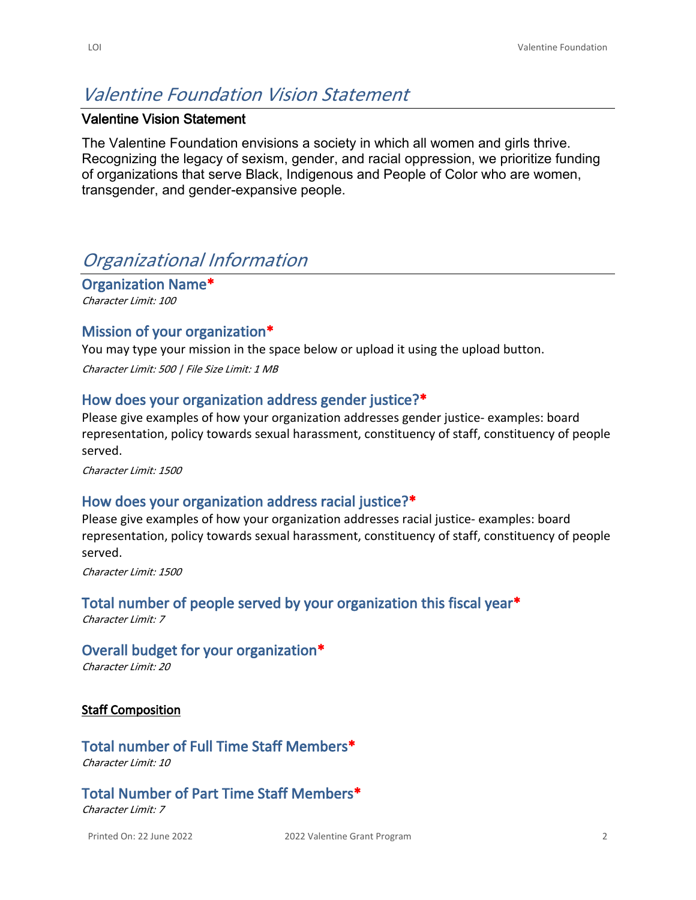# Valentine Foundation Vision Statement

**Valentine Vision Statement**

The Valentine Foundation envisions a society in which all women and girls thrive. Recognizing the legacy of sexism, gender, and racial oppression, we prioritize funding of organizations that serve Black, Indigenous and People of Color who are women, transgender, and gender-expansive people.

# Organizational Information

## Organization Name*

*Character Limit: 100*

## Mission of your organization*

You may type your mission in the space below or upload it using the upload button.

*Character Limit: 500 | File Size Limit: 1 MB*

## How does your organization address gender justice?*

Please give examples of how your organization addresses gender justice- examples: board representation, policy towards sexual harassment, constituency of staff, constituency of people served.

*Character Limit: 1500*

## How does your organization address racial justice?*

Please give examples of how your organization addresses racial justice- examples: board representation, policy towards sexual harassment, constituency of staff, constituency of people served.

*Character Limit: 1500*

## Total number of people served by your organization this fiscal year*

*Character Limit: 7*

## Overall budget for your organization*

*Character Limit: 20*

**Staff Composition**

## Total number of Full Time Staff Members*

*Character Limit: 10*

## Total Number of Part Time Staff Members*

*Character Limit: 7*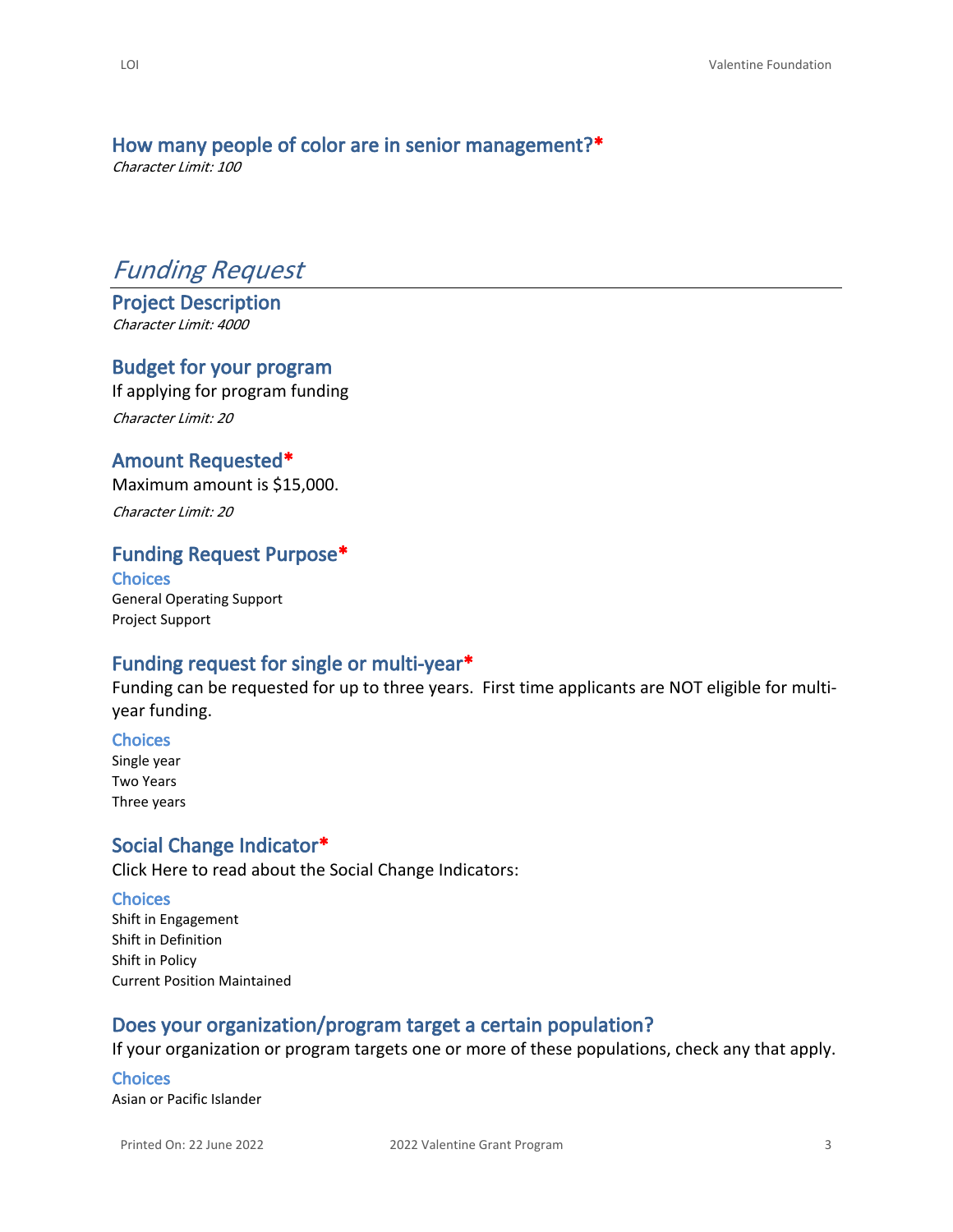### How many people of color are in senior management?*

*Character Limit: 100*

## *Funding Request*

### Project Description

*Character Limit: 4000*

### Budget for your program

If applying for program funding

*Character Limit: 20*

### Amount Requested*

Maximum amount is $15,000.

*Character Limit: 20*

### Funding Request Purpose*

#### Choices

General Operating Support
Project Support

### Funding request for single or multi-year*

Funding can be requested for up to three years.  First time applicants are NOT eligible for multi-year funding.

#### Choices

Single year
Two Years
Three years

### Social Change Indicator*

Click Here to read about the Social Change Indicators:

#### Choices

Shift in Engagement
Shift in Definition
Shift in Policy
Current Position Maintained

### Does your organization/program target a certain population?

If your organization or program targets one or more of these populations, check any that apply.

#### Choices

Asian or Pacific Islander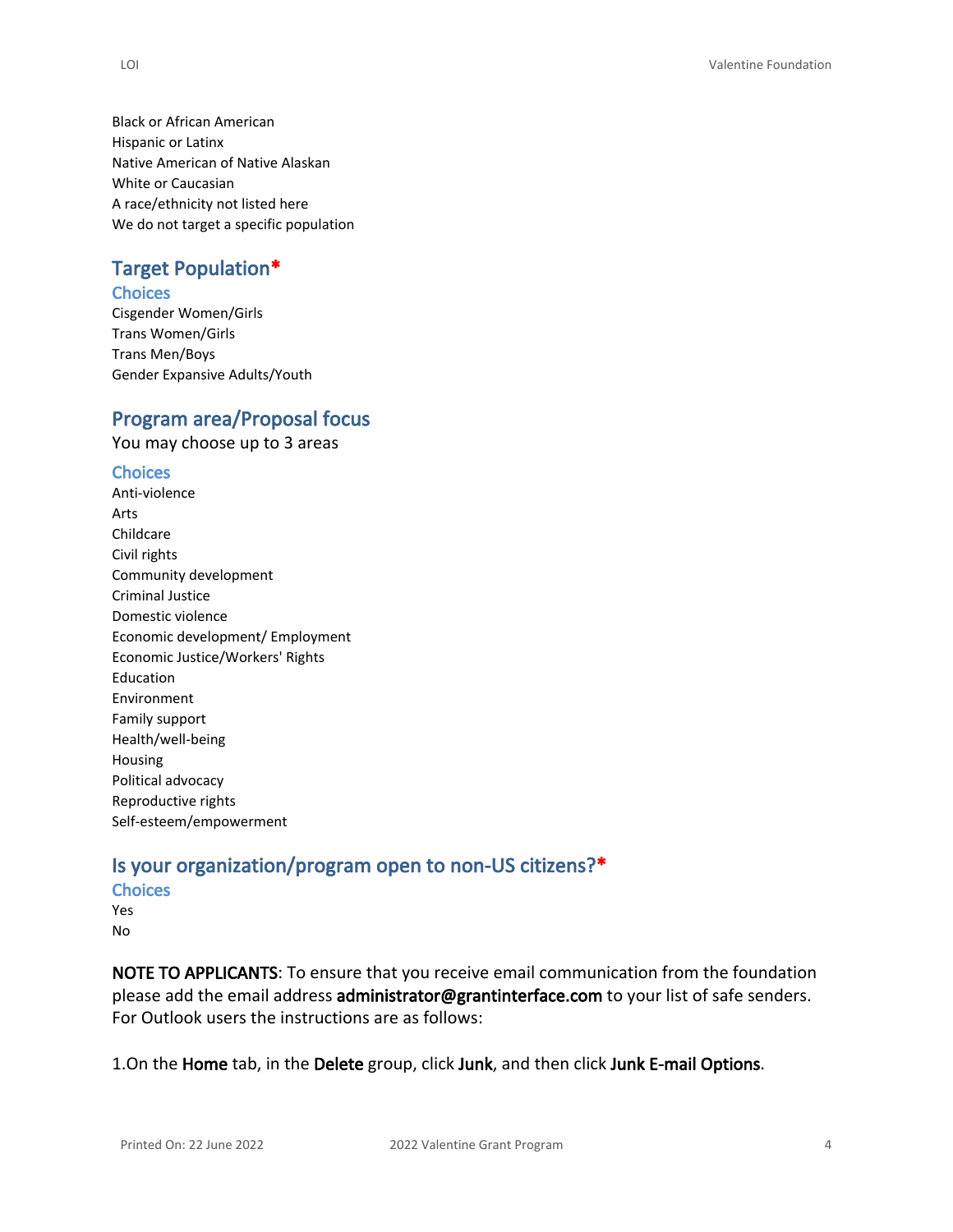Black or African American
Hispanic or Latinx
Native American of Native Alaskan
White or Caucasian
A race/ethnicity not listed here
We do not target a specific population

## Target Population*

### Choices

Cisgender Women/Girls
Trans Women/Girls
Trans Men/Boys
Gender Expansive Adults/Youth

## Program area/Proposal focus

You may choose up to 3 areas

### Choices

Anti-violence
Arts
Childcare
Civil rights
Community development
Criminal Justice
Domestic violence
Economic development/ Employment
Economic Justice/Workers' Rights
Education
Environment
Family support
Health/well-being
Housing
Political advocacy
Reproductive rights
Self-esteem/empowerment

## Is your organization/program open to non-US citizens?*

### Choices

Yes
No

**NOTE TO APPLICANTS**: To ensure that you receive email communication from the foundation please add the email address **administrator@grantinterface.com** to your list of safe senders. For Outlook users the instructions are as follows:

1.On the **Home** tab, in the **Delete** group, click **Junk**, and then click **Junk E-mail Options**.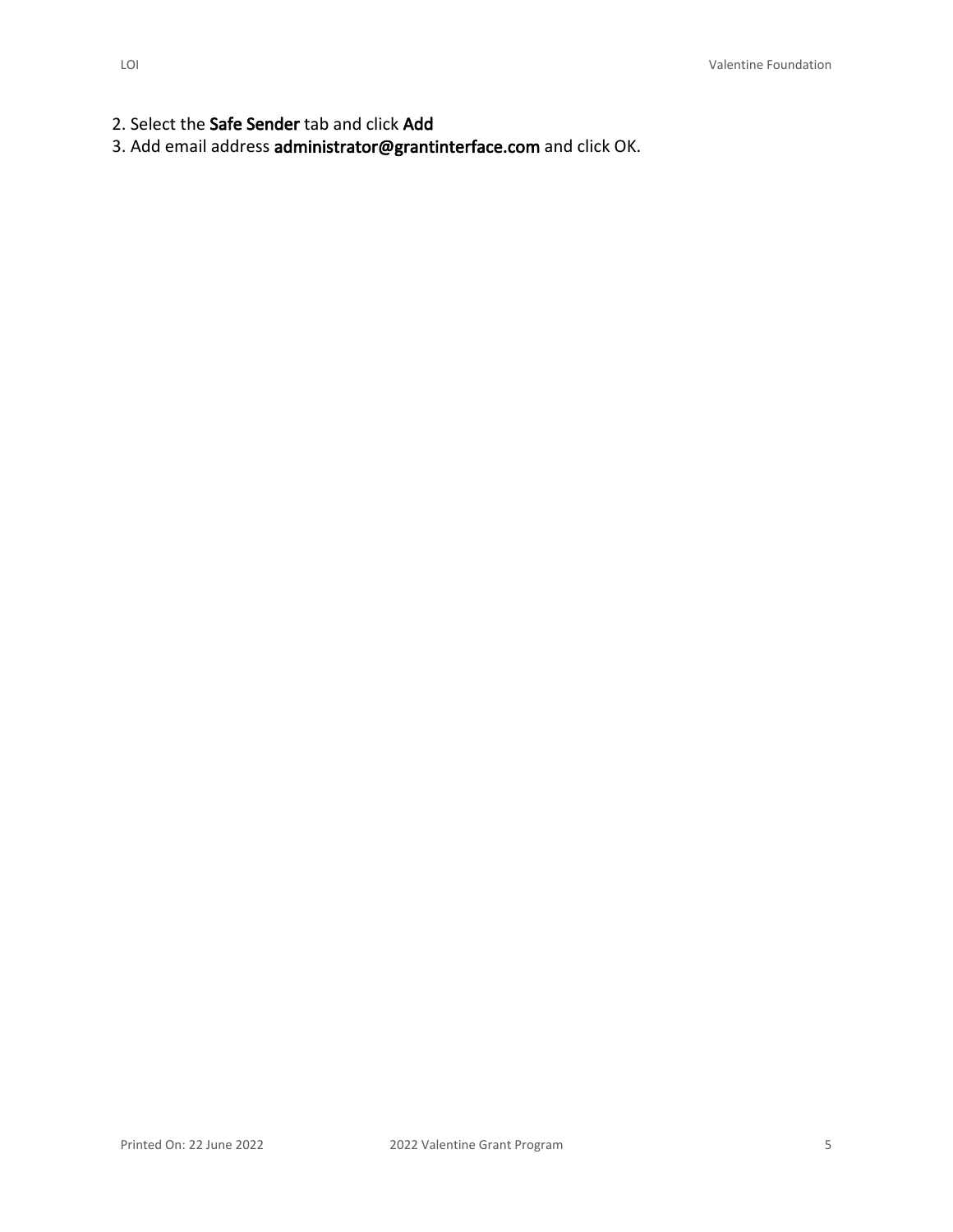2. Select the **Safe Sender** tab and click **Add**
3. Add email address **administrator@grantinterface.com** and click OK.